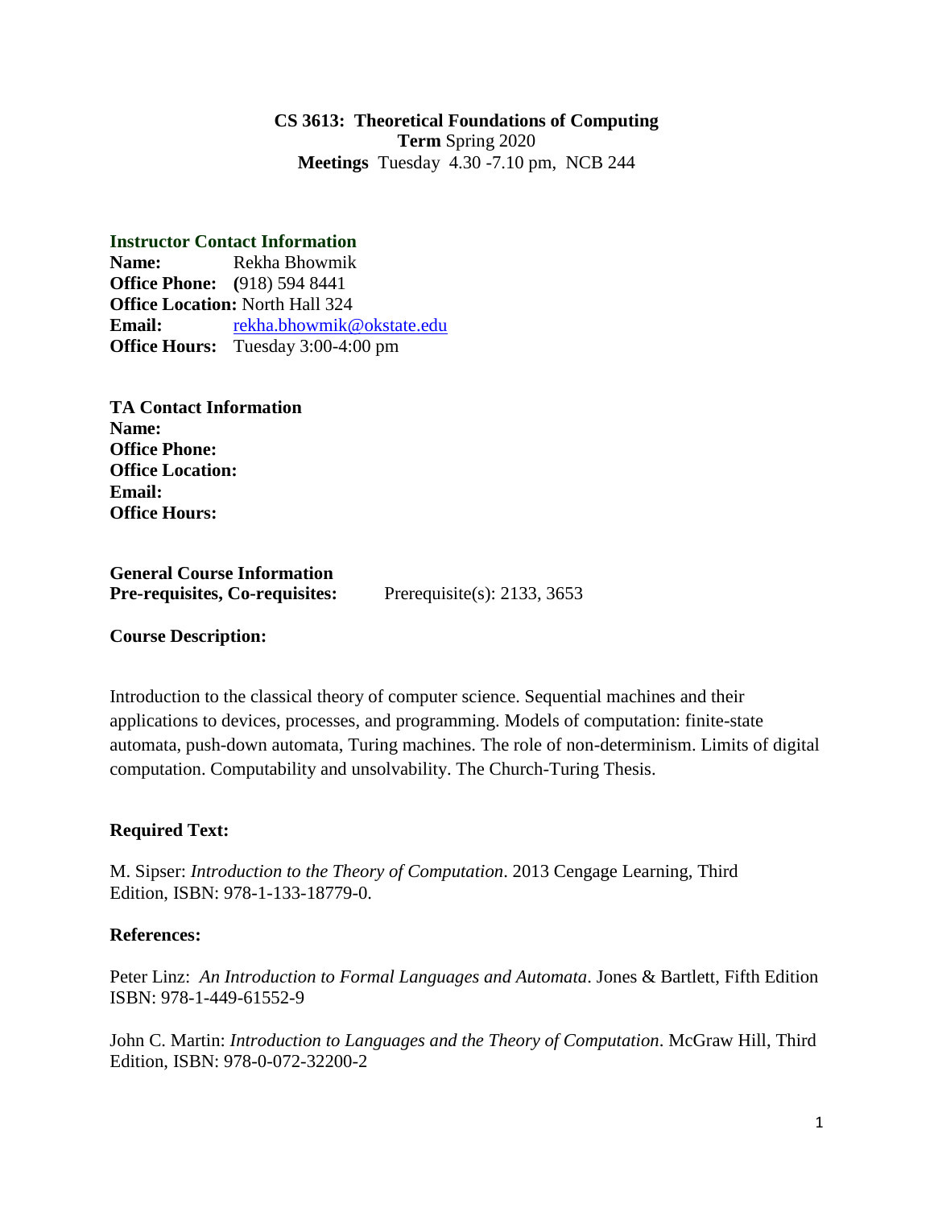**CS 3613: Theoretical Foundations of Computing**
**Term** Spring 2020
**Meetings** Tuesday 4.30 -7.10 pm, NCB 244

### Instructor Contact Information

**Name:** Rekha Bhowmik
**Office Phone:** (918) 594 8441
**Office Location:** North Hall 324
**Email:** rekha.bhowmik@okstate.edu
**Office Hours:** Tuesday 3:00-4:00 pm

### TA Contact Information

**Name:**
**Office Phone:**
**Office Location:**
**Email:**
**Office Hours:**

### General Course Information

**Pre-requisites, Co-requisites:** Prerequisite(s): 2133, 3653

**Course Description:**

Introduction to the classical theory of computer science. Sequential machines and their applications to devices, processes, and programming. Models of computation: finite-state automata, push-down automata, Turing machines. The role of non-determinism. Limits of digital computation. Computability and unsolvability. The Church-Turing Thesis.

**Required Text:**

M. Sipser: *Introduction to the Theory of Computation*. 2013 Cengage Learning, Third Edition, ISBN: 978-1-133-18779-0.

**References:**

Peter Linz: *An Introduction to Formal Languages and Automata*. Jones & Bartlett, Fifth Edition ISBN: 978-1-449-61552-9

John C. Martin: *Introduction to Languages and the Theory of Computation*. McGraw Hill, Third Edition, ISBN: 978-0-072-32200-2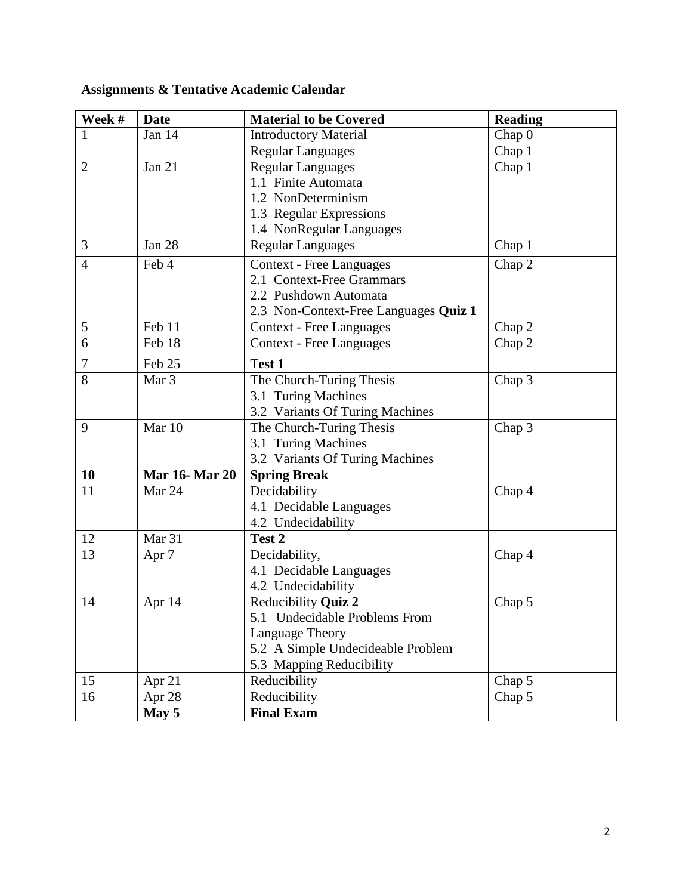**Assignments & Tentative Academic Calendar**

| Week # | Date | Material to be Covered | Reading |
|---|---|---|---|
| 1 | Jan 14 | Introductory Material<br>Regular Languages | Chap 0<br>Chap 1 |
| 2 | Jan 21 | Regular Languages<br>1.1 Finite Automata<br>1.2 NonDeterminism<br>1.3 Regular Expressions<br>1.4 NonRegular Languages | Chap 1 |
| 3 | Jan 28 | Regular Languages | Chap 1 |
| 4 | Feb 4 | Context - Free Languages<br>2.1 Context-Free Grammars<br>2.2 Pushdown Automata<br>2.3 Non-Context-Free Languages **Quiz 1** | Chap 2 |
| 5 | Feb 11 | Context - Free Languages | Chap 2 |
| 6 | Feb 18 | Context - Free Languages | Chap 2 |
| 7 | Feb 25 | **Test 1** | |
| 8 | Mar 3 | The Church-Turing Thesis<br>3.1 Turing Machines<br>3.2 Variants Of Turing Machines | Chap 3 |
| 9 | Mar 10 | The Church-Turing Thesis<br>3.1 Turing Machines<br>3.2 Variants Of Turing Machines | Chap 3 |
| **10** | **Mar 16- Mar 20** | **Spring Break** | |
| 11 | Mar 24 | Decidability<br>4.1 Decidable Languages<br>4.2 Undecidability | Chap 4 |
| 12 | Mar 31 | **Test 2** | |
| 13 | Apr 7 | Decidability,<br>4.1 Decidable Languages<br>4.2 Undecidability | Chap 4 |
| 14 | Apr 14 | Reducibility **Quiz 2**<br>5.1 Undecidable Problems From Language Theory<br>5.2 A Simple Undecideable Problem<br>5.3 Mapping Reducibility | Chap 5 |
| 15 | Apr 21 | Reducibility | Chap 5 |
| 16 | Apr 28 | Reducibility | Chap 5 |
| | **May 5** | **Final Exam** | |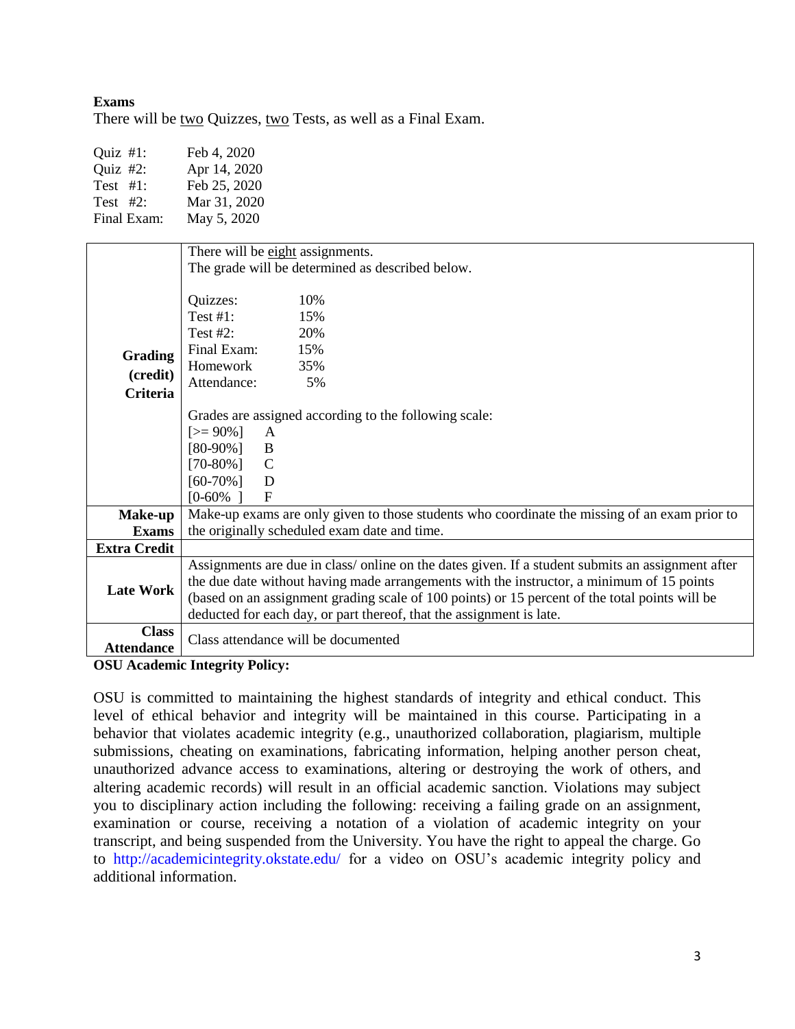**Exams**

There will be <u>two</u> Quizzes, <u>two</u> Tests, as well as a Final Exam.

| | |
|---|---|
| Quiz #1: | Feb 4, 2020 |
| Quiz #2: | Apr 14, 2020 |
| Test #1: | Feb 25, 2020 |
| Test #2: | Mar 31, 2020 |
| Final Exam: | May 5, 2020 |

| | |
|---|---|
| **Grading (credit) Criteria** | There will be <u>eight</u> assignments.<br>The grade will be determined as described below.<br><br>Quizzes: 10%<br>Test #1: 15%<br>Test #2: 20%<br>Final Exam: 15%<br>Homework 35%<br>Attendance: 5%<br><br>Grades are assigned according to the following scale:<br>[>= 90%] A<br>[80-90%] B<br>[70-80%] C<br>[60-70%] D<br>[0-60% ] F |
| **Make-up Exams** | Make-up exams are only given to those students who coordinate the missing of an exam prior to the originally scheduled exam date and time. |
| **Extra Credit** | |
| **Late Work** | Assignments are due in class/ online on the dates given. If a student submits an assignment after the due date without having made arrangements with the instructor, a minimum of 15 points (based on an assignment grading scale of 100 points) or 15 percent of the total points will be deducted for each day, or part thereof, that the assignment is late. |
| **Class Attendance** | Class attendance will be documented |

**OSU Academic Integrity Policy:**

OSU is committed to maintaining the highest standards of integrity and ethical conduct. This level of ethical behavior and integrity will be maintained in this course. Participating in a behavior that violates academic integrity (e.g., unauthorized collaboration, plagiarism, multiple submissions, cheating on examinations, fabricating information, helping another person cheat, unauthorized advance access to examinations, altering or destroying the work of others, and altering academic records) will result in an official academic sanction. Violations may subject you to disciplinary action including the following: receiving a failing grade on an assignment, examination or course, receiving a notation of a violation of academic integrity on your transcript, and being suspended from the University. You have the right to appeal the charge. Go to http://academicintegrity.okstate.edu/ for a video on OSU's academic integrity policy and additional information.